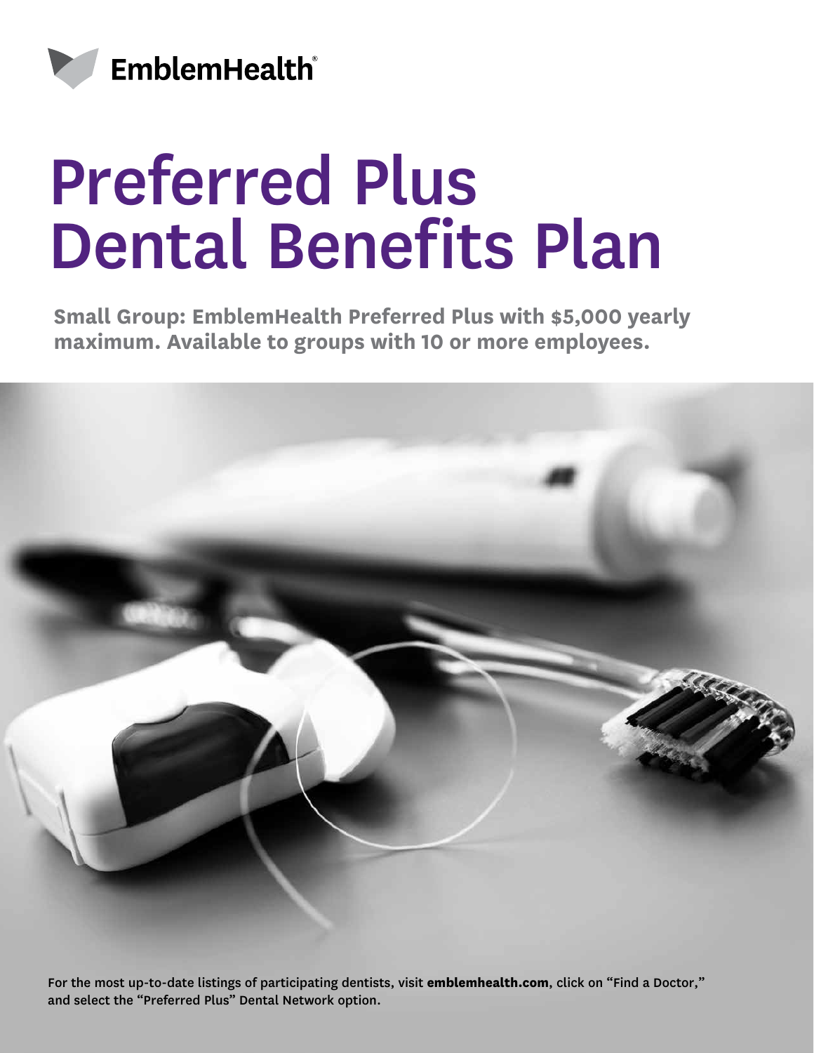EmblemHealth®

# Preferred Plus Dental Benefits Plan

**Small Group: EmblemHealth Preferred Plus with $5,000 yearly maximum. Available to groups with 10 or more employees.**

For the most up-to-date listings of participating dentists, visit **emblemhealth.com**, click on "Find a Doctor," and select the "Preferred Plus" Dental Network option.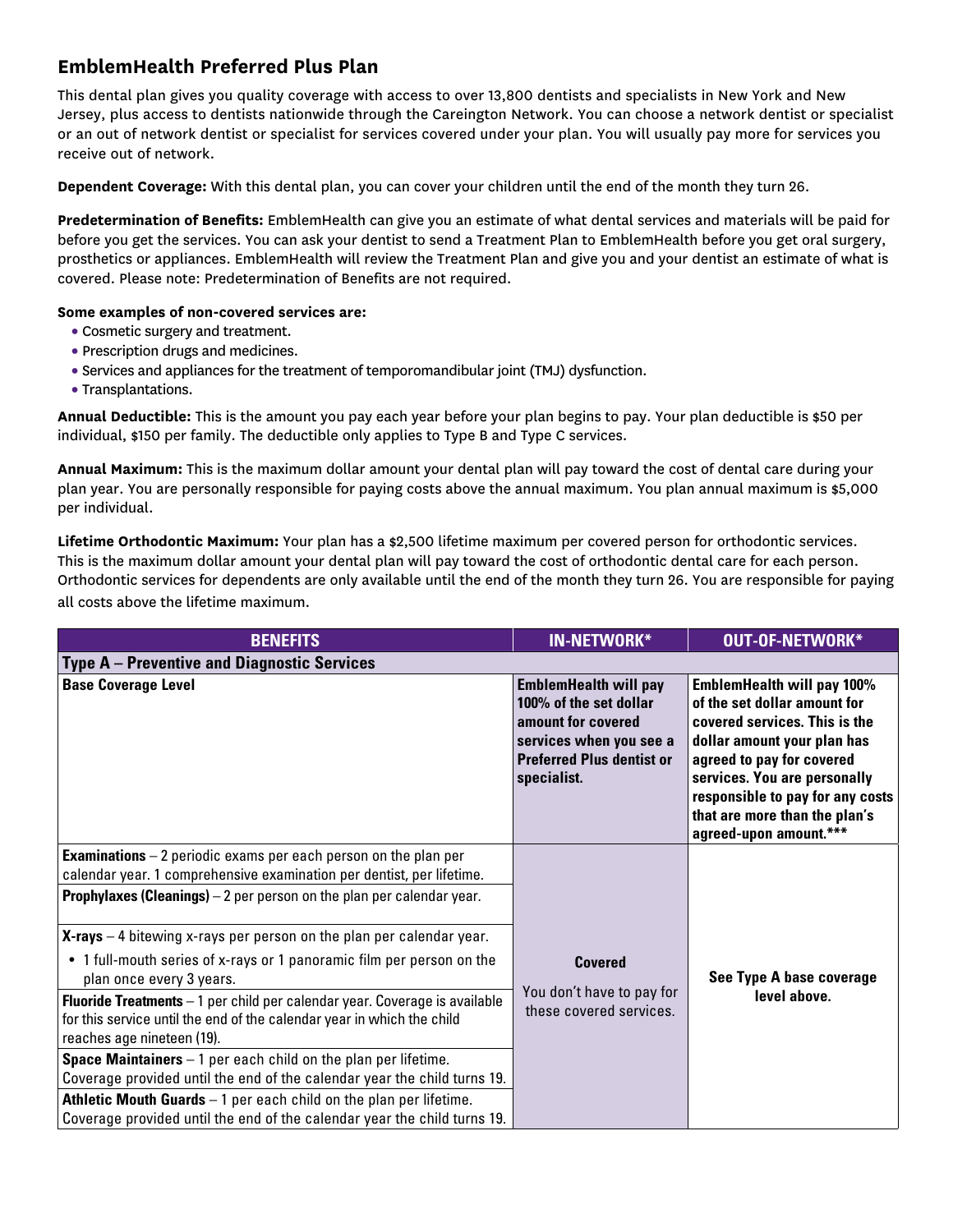## EmblemHealth Preferred Plus Plan

This dental plan gives you quality coverage with access to over 13,800 dentists and specialists in New York and New Jersey, plus access to dentists nationwide through the Careington Network. You can choose a network dentist or specialist or an out of network dentist or specialist for services covered under your plan. You will usually pay more for services you receive out of network.

**Dependent Coverage:** With this dental plan, you can cover your children until the end of the month they turn 26.

**Predetermination of Benefits:** EmblemHealth can give you an estimate of what dental services and materials will be paid for before you get the services. You can ask your dentist to send a Treatment Plan to EmblemHealth before you get oral surgery, prosthetics or appliances. EmblemHealth will review the Treatment Plan and give you and your dentist an estimate of what is covered. Please note: Predetermination of Benefits are not required.

**Some examples of non-covered services are:**

- Cosmetic surgery and treatment.
- Prescription drugs and medicines.
- Services and appliances for the treatment of temporomandibular joint (TMJ) dysfunction.
- Transplantations.

**Annual Deductible:** This is the amount you pay each year before your plan begins to pay. Your plan deductible is $50 per individual, $150 per family. The deductible only applies to Type B and Type C services.

**Annual Maximum:** This is the maximum dollar amount your dental plan will pay toward the cost of dental care during your plan year. You are personally responsible for paying costs above the annual maximum. You plan annual maximum is $5,000 per individual.

**Lifetime Orthodontic Maximum:** Your plan has a $2,500 lifetime maximum per covered person for orthodontic services. This is the maximum dollar amount your dental plan will pay toward the cost of orthodontic dental care for each person. Orthodontic services for dependents are only available until the end of the month they turn 26. You are responsible for paying all costs above the lifetime maximum.

| BENEFITS | IN-NETWORK* | OUT-OF-NETWORK* |
|---|---|---|
| **Type A – Preventive and Diagnostic Services** | | |
| **Base Coverage Level** | **EmblemHealth will pay 100% of the set dollar amount for covered services when you see a Preferred Plus dentist or specialist.** | **EmblemHealth will pay 100% of the set dollar amount for covered services. This is the dollar amount your plan has agreed to pay for covered services. You are personally responsible to pay for any costs that are more than the plan's agreed-upon amount.*** |
| **Examinations** – 2 periodic exams per each person on the plan per calendar year. 1 comprehensive examination per dentist, per lifetime. | **Covered** You don't have to pay for these covered services. | **See Type A base coverage level above.** |
| **Prophylaxes (Cleanings)** – 2 per person on the plan per calendar year. | **Covered** You don't have to pay for these covered services. | **See Type A base coverage level above.** |
| **X-rays** – 4 bitewing x-rays per person on the plan per calendar year. • 1 full-mouth series of x-rays or 1 panoramic film per person on the plan once every 3 years. | **Covered** You don't have to pay for these covered services. | **See Type A base coverage level above.** |
| **Fluoride Treatments** – 1 per child per calendar year. Coverage is available for this service until the end of the calendar year in which the child reaches age nineteen (19). | **Covered** You don't have to pay for these covered services. | **See Type A base coverage level above.** |
| **Space Maintainers** – 1 per each child on the plan per lifetime. Coverage provided until the end of the calendar year the child turns 19. | **Covered** You don't have to pay for these covered services. | **See Type A base coverage level above.** |
| **Athletic Mouth Guards** – 1 per each child on the plan per lifetime. Coverage provided until the end of the calendar year the child turns 19. | **Covered** You don't have to pay for these covered services. | **See Type A base coverage level above.** |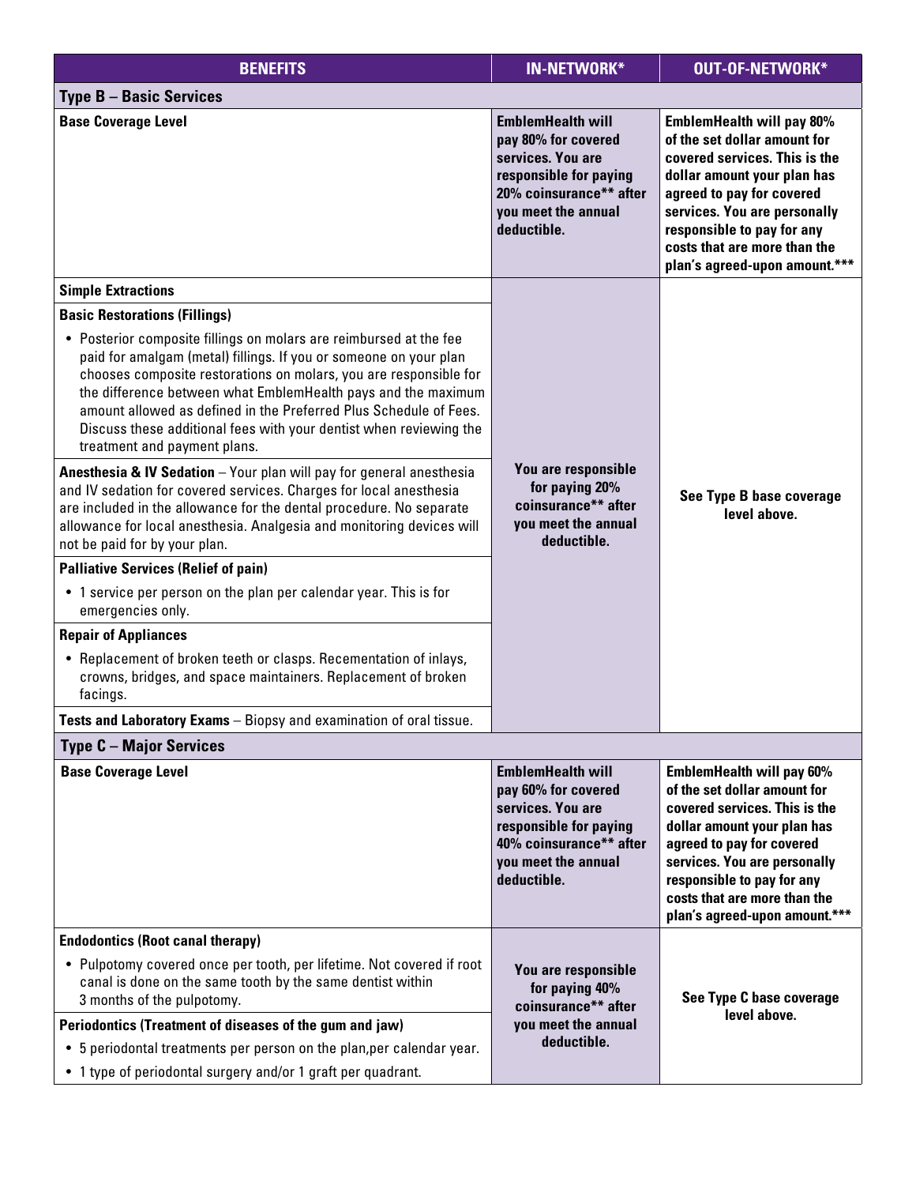| BENEFITS | IN-NETWORK* | OUT-OF-NETWORK* |
|---|---|---|
| **Type B – Basic Services** | | |
| **Base Coverage Level** | **EmblemHealth will pay 80% for covered services. You are responsible for paying 20% coinsurance** after you meet the annual deductible.** | **EmblemHealth will pay 80% of the set dollar amount for covered services. This is the dollar amount your plan has agreed to pay for covered services. You are personally responsible to pay for any costs that are more than the plan's agreed-upon amount.*****|
| **Simple Extractions**<br><br>**Basic Restorations (Fillings)**<br>• Posterior composite fillings on molars are reimbursed at the fee paid for amalgam (metal) fillings. If you or someone on your plan chooses composite restorations on molars, you are responsible for the difference between what EmblemHealth pays and the maximum amount allowed as defined in the Preferred Plus Schedule of Fees. Discuss these additional fees with your dentist when reviewing the treatment and payment plans.<br><br>**Anesthesia & IV Sedation** – Your plan will pay for general anesthesia and IV sedation for covered services. Charges for local anesthesia are included in the allowance for the dental procedure. No separate allowance for local anesthesia. Analgesia and monitoring devices will not be paid for by your plan.<br><br>**Palliative Services (Relief of pain)**<br>• 1 service per person on the plan per calendar year. This is for emergencies only.<br><br>**Repair of Appliances**<br>• Replacement of broken teeth or clasps. Recementation of inlays, crowns, bridges, and space maintainers. Replacement of broken facings.<br><br>**Tests and Laboratory Exams** – Biopsy and examination of oral tissue. | **You are responsible for paying 20% coinsurance** after you meet the annual deductible.** | **See Type B base coverage level above.** |
| **Type C – Major Services** | | |
| **Base Coverage Level** | **EmblemHealth will pay 60% for covered services. You are responsible for paying 40% coinsurance** after you meet the annual deductible.** | **EmblemHealth will pay 60% of the set dollar amount for covered services. This is the dollar amount your plan has agreed to pay for covered services. You are personally responsible to pay for any costs that are more than the plan's agreed-upon amount.*****|
| **Endodontics (Root canal therapy)**<br>• Pulpotomy covered once per tooth, per lifetime. Not covered if root canal is done on the same tooth by the same dentist within 3 months of the pulpotomy.<br><br>**Periodontics (Treatment of diseases of the gum and jaw)**<br>• 5 periodontal treatments per person on the plan,per calendar year.<br>• 1 type of periodontal surgery and/or 1 graft per quadrant. | **You are responsible for paying 40% coinsurance** after you meet the annual deductible.** | **See Type C base coverage level above.** |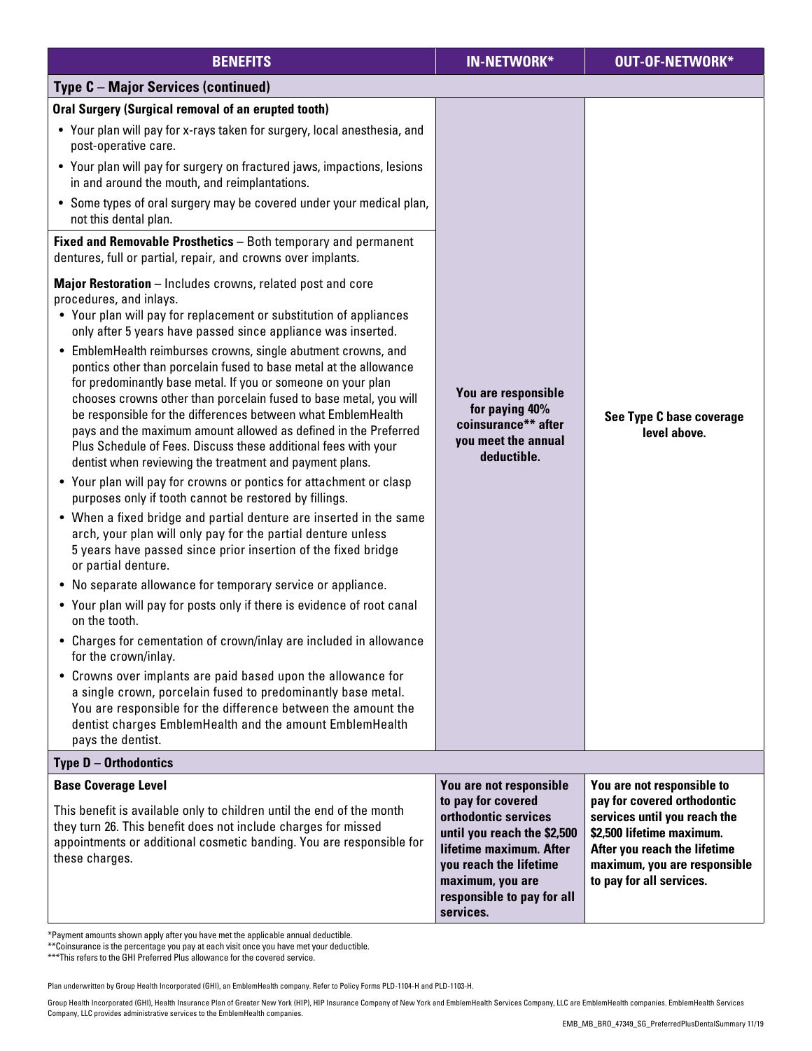| BENEFITS | IN-NETWORK* | OUT-OF-NETWORK* |
|---|---|---|
| **Type C – Major Services (continued)** | | |
| **Oral Surgery (Surgical removal of an erupted tooth)**<br>• Your plan will pay for x-rays taken for surgery, local anesthesia, and post-operative care.<br>• Your plan will pay for surgery on fractured jaws, impactions, lesions in and around the mouth, and reimplantations.<br>• Some types of oral surgery may be covered under your medical plan, not this dental plan. | **You are responsible for paying 40% coinsurance** after you meet the annual deductible.** | **See Type C base coverage level above.** |
| **Fixed and Removable Prosthetics** – Both temporary and permanent dentures, full or partial, repair, and crowns over implants.<br><br>**Major Restoration** – Includes crowns, related post and core procedures, and inlays.<br>• Your plan will pay for replacement or substitution of appliances only after 5 years have passed since appliance was inserted.<br>• EmblemHealth reimburses crowns, single abutment crowns, and pontics other than porcelain fused to base metal at the allowance for predominantly base metal. If you or someone on your plan chooses crowns other than porcelain fused to base metal, you will be responsible for the differences between what EmblemHealth pays and the maximum amount allowed as defined in the Preferred Plus Schedule of Fees. Discuss these additional fees with your dentist when reviewing the treatment and payment plans.<br>• Your plan will pay for crowns or pontics for attachment or clasp purposes only if tooth cannot be restored by fillings.<br>• When a fixed bridge and partial denture are inserted in the same arch, your plan will only pay for the partial denture unless 5 years have passed since prior insertion of the fixed bridge or partial denture.<br>• No separate allowance for temporary service or appliance.<br>• Your plan will pay for posts only if there is evidence of root canal on the tooth.<br>• Charges for cementation of crown/inlay are included in allowance for the crown/inlay.<br>• Crowns over implants are paid based upon the allowance for a single crown, porcelain fused to predominantly base metal. You are responsible for the difference between the amount the dentist charges EmblemHealth and the amount EmblemHealth pays the dentist. | | |
| **Type D – Orthodontics** | | |
| **Base Coverage Level**<br><br>This benefit is available only to children until the end of the month they turn 26. This benefit does not include charges for missed appointments or additional cosmetic banding. You are responsible for these charges. | **You are not responsible to pay for covered orthodontic services until you reach the $2,500 lifetime maximum. After you reach the lifetime maximum, you are responsible to pay for all services.** | **You are not responsible to pay for covered orthodontic services until you reach the $2,500 lifetime maximum. After you reach the lifetime maximum, you are responsible to pay for all services.** |

*Payment amounts shown apply after you have met the applicable annual deductible.

**Coinsurance is the percentage you pay at each visit once you have met your deductible.

***This refers to the GHI Preferred Plus allowance for the covered service.

Plan underwritten by Group Health Incorporated (GHI), an EmblemHealth company. Refer to Policy Forms PLD-1104-H and PLD-1103-H.

Group Health Incorporated (GHI), Health Insurance Plan of Greater New York (HIP), HIP Insurance Company of New York and EmblemHealth Services Company, LLC are EmblemHealth companies. EmblemHealth Services Company, LLC provides administrative services to the EmblemHealth companies.

EMB_MB_BRO_47349_SG_PreferredPlusDentalSummary 11/19